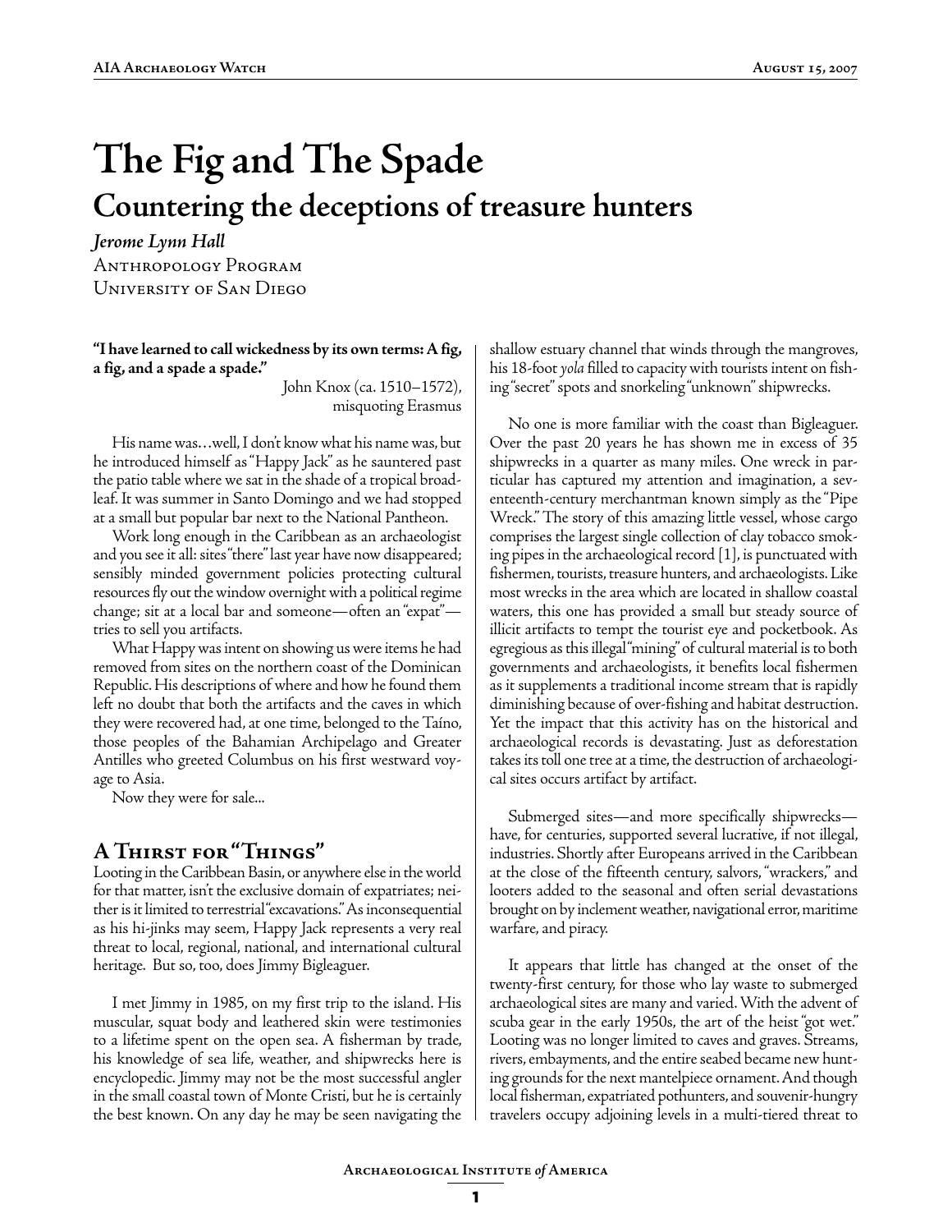# The Fig and The Spade

## Countering the deceptions of treasure hunters

*Jerome Lynn Hall*
Anthropology Program
University of San Diego

**"I have learned to call wickedness by its own terms: A fig, a fig, and a spade a spade."**

John Knox (ca. 1510–1572), misquoting Erasmus

His name was…well, I don't know what his name was, but he introduced himself as "Happy Jack" as he sauntered past the patio table where we sat in the shade of a tropical broadleaf. It was summer in Santo Domingo and we had stopped at a small but popular bar next to the National Pantheon.

Work long enough in the Caribbean as an archaeologist and you see it all: sites "there" last year have now disappeared; sensibly minded government policies protecting cultural resources fly out the window overnight with a political regime change; sit at a local bar and someone—often an "expat"—tries to sell you artifacts.

What Happy was intent on showing us were items he had removed from sites on the northern coast of the Dominican Republic. His descriptions of where and how he found them left no doubt that both the artifacts and the caves in which they were recovered had, at one time, belonged to the Taíno, those peoples of the Bahamian Archipelago and Greater Antilles who greeted Columbus on his first westward voyage to Asia.

Now they were for sale...

## A Thirst for "Things"

Looting in the Caribbean Basin, or anywhere else in the world for that matter, isn't the exclusive domain of expatriates; neither is it limited to terrestrial "excavations." As inconsequential as his hi-jinks may seem, Happy Jack represents a very real threat to local, regional, national, and international cultural heritage. But so, too, does Jimmy Bigleaguer.

I met Jimmy in 1985, on my first trip to the island. His muscular, squat body and leathered skin were testimonies to a lifetime spent on the open sea. A fisherman by trade, his knowledge of sea life, weather, and shipwrecks here is encyclopedic. Jimmy may not be the most successful angler in the small coastal town of Monte Cristi, but he is certainly the best known. On any day he may be seen navigating the shallow estuary channel that winds through the mangroves, his 18-foot *yola* filled to capacity with tourists intent on fishing "secret" spots and snorkeling "unknown" shipwrecks.

No one is more familiar with the coast than Bigleaguer. Over the past 20 years he has shown me in excess of 35 shipwrecks in a quarter as many miles. One wreck in particular has captured my attention and imagination, a seventeenth-century merchantman known simply as the "Pipe Wreck." The story of this amazing little vessel, whose cargo comprises the largest single collection of clay tobacco smoking pipes in the archaeological record [1], is punctuated with fishermen, tourists, treasure hunters, and archaeologists. Like most wrecks in the area which are located in shallow coastal waters, this one has provided a small but steady source of illicit artifacts to tempt the tourist eye and pocketbook. As egregious as this illegal "mining" of cultural material is to both governments and archaeologists, it benefits local fishermen as it supplements a traditional income stream that is rapidly diminishing because of over-fishing and habitat destruction. Yet the impact that this activity has on the historical and archaeological records is devastating. Just as deforestation takes its toll one tree at a time, the destruction of archaeological sites occurs artifact by artifact.

Submerged sites—and more specifically shipwrecks—have, for centuries, supported several lucrative, if not illegal, industries. Shortly after Europeans arrived in the Caribbean at the close of the fifteenth century, salvors, "wrackers," and looters added to the seasonal and often serial devastations brought on by inclement weather, navigational error, maritime warfare, and piracy.

It appears that little has changed at the onset of the twenty-first century, for those who lay waste to submerged archaeological sites are many and varied. With the advent of scuba gear in the early 1950s, the art of the heist "got wet." Looting was no longer limited to caves and graves. Streams, rivers, embayments, and the entire seabed became new hunting grounds for the next mantelpiece ornament. And though local fisherman, expatriated pothunters, and souvenir-hungry travelers occupy adjoining levels in a multi-tiered threat to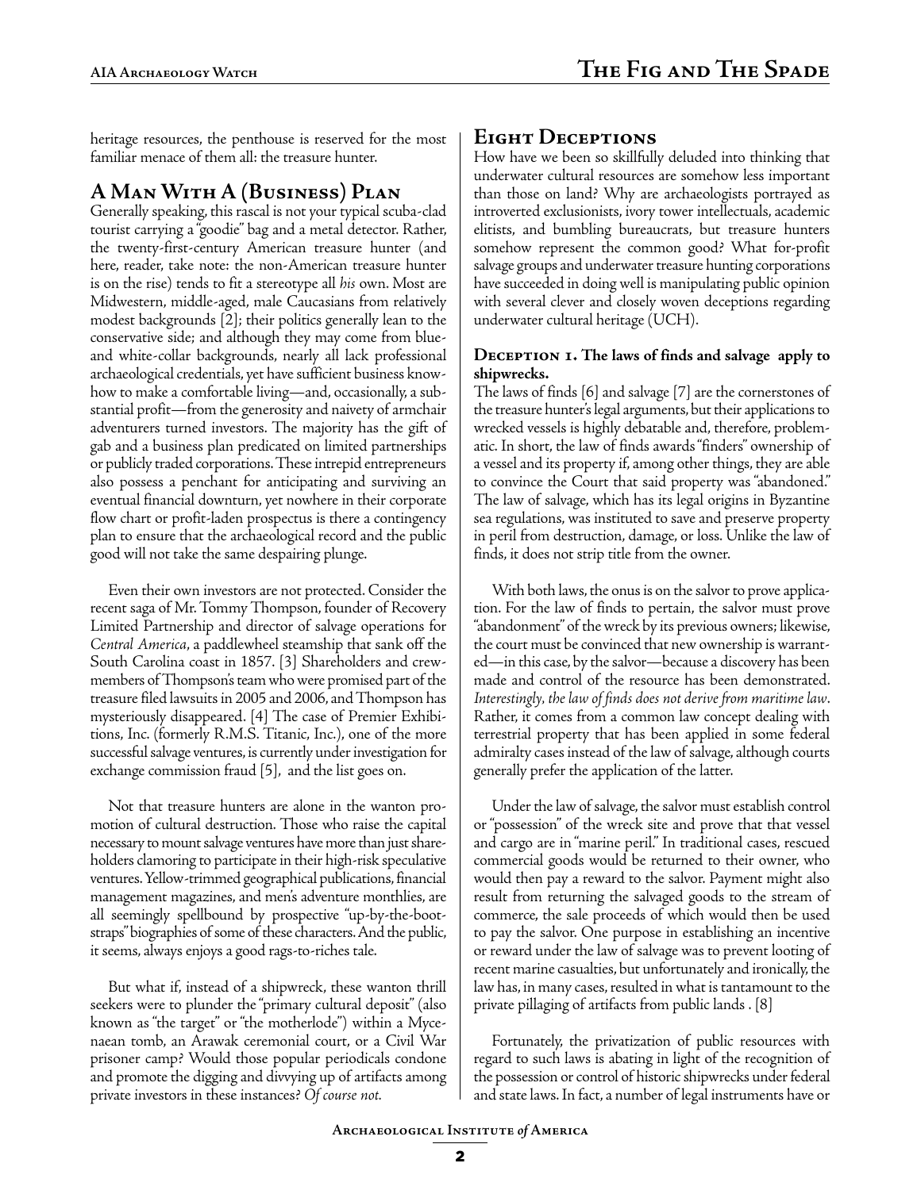heritage resources, the penthouse is reserved for the most familiar menace of them all: the treasure hunter.

## A Man With A (Business) Plan

Generally speaking, this rascal is not your typical scuba-clad tourist carrying a "goodie" bag and a metal detector. Rather, the twenty-first-century American treasure hunter (and here, reader, take note: the non-American treasure hunter is on the rise) tends to fit a stereotype all *his* own. Most are Midwestern, middle-aged, male Caucasians from relatively modest backgrounds [2]; their politics generally lean to the conservative side; and although they may come from blue- and white-collar backgrounds, nearly all lack professional archaeological credentials, yet have sufficient business know-how to make a comfortable living—and, occasionally, a substantial profit—from the generosity and naivety of armchair adventurers turned investors. The majority has the gift of gab and a business plan predicated on limited partnerships or publicly traded corporations. These intrepid entrepreneurs also possess a penchant for anticipating and surviving an eventual financial downturn, yet nowhere in their corporate flow chart or profit-laden prospectus is there a contingency plan to ensure that the archaeological record and the public good will not take the same despairing plunge.

Even their own investors are not protected. Consider the recent saga of Mr. Tommy Thompson, founder of Recovery Limited Partnership and director of salvage operations for *Central America*, a paddlewheel steamship that sank off the South Carolina coast in 1857. [3] Shareholders and crewmembers of Thompson's team who were promised part of the treasure filed lawsuits in 2005 and 2006, and Thompson has mysteriously disappeared. [4] The case of Premier Exhibitions, Inc. (formerly R.M.S. Titanic, Inc.), one of the more successful salvage ventures, is currently under investigation for exchange commission fraud [5], and the list goes on.

Not that treasure hunters are alone in the wanton promotion of cultural destruction. Those who raise the capital necessary to mount salvage ventures have more than just shareholders clamoring to participate in their high-risk speculative ventures. Yellow-trimmed geographical publications, financial management magazines, and men's adventure monthlies, are all seemingly spellbound by prospective "up-by-the-bootstraps" biographies of some of these characters. And the public, it seems, always enjoys a good rags-to-riches tale.

But what if, instead of a shipwreck, these wanton thrill seekers were to plunder the "primary cultural deposit" (also known as "the target" or "the motherlode") within a Mycenaean tomb, an Arawak ceremonial court, or a Civil War prisoner camp? Would those popular periodicals condone and promote the digging and divvying up of artifacts among private investors in these instances? *Of course not.*

## Eight Deceptions

How have we been so skillfully deluded into thinking that underwater cultural resources are somehow less important than those on land? Why are archaeologists portrayed as introverted exclusionists, ivory tower intellectuals, academic elitists, and bumbling bureaucrats, but treasure hunters somehow represent the common good? What for-profit salvage groups and underwater treasure hunting corporations have succeeded in doing well is manipulating public opinion with several clever and closely woven deceptions regarding underwater cultural heritage (UCH).

### Deception 1. The laws of finds and salvage apply to shipwrecks.

The laws of finds [6] and salvage [7] are the cornerstones of the treasure hunter's legal arguments, but their applications to wrecked vessels is highly debatable and, therefore, problematic. In short, the law of finds awards "finders" ownership of a vessel and its property if, among other things, they are able to convince the Court that said property was "abandoned." The law of salvage, which has its legal origins in Byzantine sea regulations, was instituted to save and preserve property in peril from destruction, damage, or loss. Unlike the law of finds, it does not strip title from the owner.

With both laws, the onus is on the salvor to prove application. For the law of finds to pertain, the salvor must prove "abandonment" of the wreck by its previous owners; likewise, the court must be convinced that new ownership is warranted—in this case, by the salvor—because a discovery has been made and control of the resource has been demonstrated. *Interestingly, the law of finds does not derive from maritime law*. Rather, it comes from a common law concept dealing with terrestrial property that has been applied in some federal admiralty cases instead of the law of salvage, although courts generally prefer the application of the latter.

Under the law of salvage, the salvor must establish control or "possession" of the wreck site and prove that that vessel and cargo are in "marine peril." In traditional cases, rescued commercial goods would be returned to their owner, who would then pay a reward to the salvor. Payment might also result from returning the salvaged goods to the stream of commerce, the sale proceeds of which would then be used to pay the salvor. One purpose in establishing an incentive or reward under the law of salvage was to prevent looting of recent marine casualties, but unfortunately and ironically, the law has, in many cases, resulted in what is tantamount to the private pillaging of artifacts from public lands . [8]

Fortunately, the privatization of public resources with regard to such laws is abating in light of the recognition of the possession or control of historic shipwrecks under federal and state laws. In fact, a number of legal instruments have or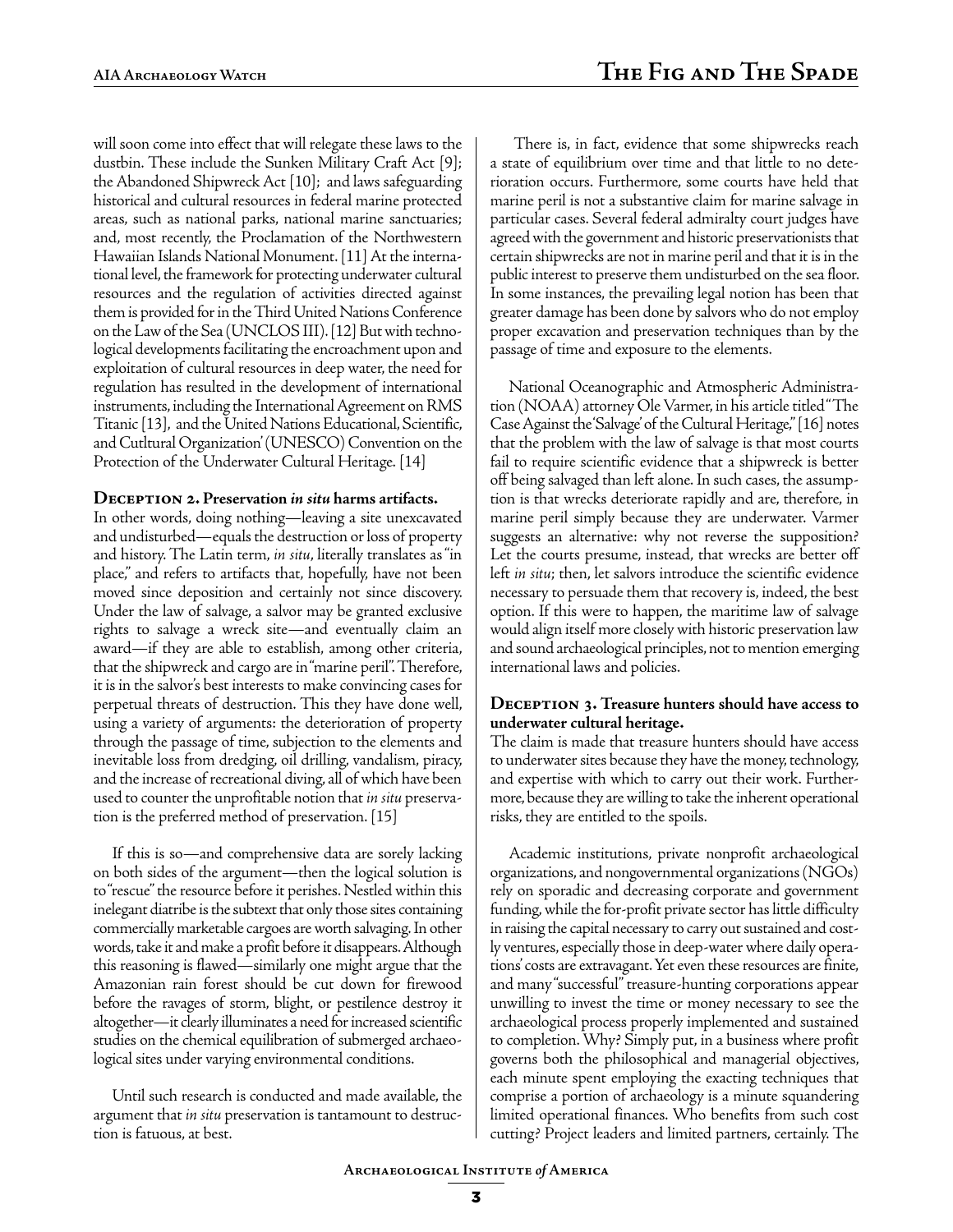will soon come into effect that will relegate these laws to the dustbin. These include the Sunken Military Craft Act [9]; the Abandoned Shipwreck Act [10]; and laws safeguarding historical and cultural resources in federal marine protected areas, such as national parks, national marine sanctuaries; and, most recently, the Proclamation of the Northwestern Hawaiian Islands National Monument. [11] At the international level, the framework for protecting underwater cultural resources and the regulation of activities directed against them is provided for in the Third United Nations Conference on the Law of the Sea (UNCLOS III). [12] But with technological developments facilitating the encroachment upon and exploitation of cultural resources in deep water, the need for regulation has resulted in the development of international instruments, including the International Agreement on RMS Titanic [13], and the United Nations Educational, Scientific, and Cutltural Organization' (UNESCO) Convention on the Protection of the Underwater Cultural Heritage. [14]

### Deception 2. Preservation *in situ* harms artifacts.

In other words, doing nothing—leaving a site unexcavated and undisturbed—equals the destruction or loss of property and history. The Latin term, *in situ*, literally translates as "in place," and refers to artifacts that, hopefully, have not been moved since deposition and certainly not since discovery. Under the law of salvage, a salvor may be granted exclusive rights to salvage a wreck site—and eventually claim an award—if they are able to establish, among other criteria, that the shipwreck and cargo are in "marine peril". Therefore, it is in the salvor's best interests to make convincing cases for perpetual threats of destruction. This they have done well, using a variety of arguments: the deterioration of property through the passage of time, subjection to the elements and inevitable loss from dredging, oil drilling, vandalism, piracy, and the increase of recreational diving, all of which have been used to counter the unprofitable notion that *in situ* preservation is the preferred method of preservation. [15]

If this is so—and comprehensive data are sorely lacking on both sides of the argument—then the logical solution is to "rescue" the resource before it perishes. Nestled within this inelegant diatribe is the subtext that only those sites containing commercially marketable cargoes are worth salvaging. In other words, take it and make a profit before it disappears. Although this reasoning is flawed—similarly one might argue that the Amazonian rain forest should be cut down for firewood before the ravages of storm, blight, or pestilence destroy it altogether—it clearly illuminates a need for increased scientific studies on the chemical equilibration of submerged archaeological sites under varying environmental conditions.

Until such research is conducted and made available, the argument that *in situ* preservation is tantamount to destruction is fatuous, at best.

There is, in fact, evidence that some shipwrecks reach a state of equilibrium over time and that little to no deterioration occurs. Furthermore, some courts have held that marine peril is not a substantive claim for marine salvage in particular cases. Several federal admiralty court judges have agreed with the government and historic preservationists that certain shipwrecks are not in marine peril and that it is in the public interest to preserve them undisturbed on the sea floor. In some instances, the prevailing legal notion has been that greater damage has been done by salvors who do not employ proper excavation and preservation techniques than by the passage of time and exposure to the elements.

National Oceanographic and Atmospheric Administration (NOAA) attorney Ole Varmer, in his article titled "The Case Against the 'Salvage' of the Cultural Heritage," [16] notes that the problem with the law of salvage is that most courts fail to require scientific evidence that a shipwreck is better off being salvaged than left alone. In such cases, the assumption is that wrecks deteriorate rapidly and are, therefore, in marine peril simply because they are underwater. Varmer suggests an alternative: why not reverse the supposition? Let the courts presume, instead, that wrecks are better off left *in situ*; then, let salvors introduce the scientific evidence necessary to persuade them that recovery is, indeed, the best option. If this were to happen, the maritime law of salvage would align itself more closely with historic preservation law and sound archaeological principles, not to mention emerging international laws and policies.

### Deception 3. Treasure hunters should have access to underwater cultural heritage.

The claim is made that treasure hunters should have access to underwater sites because they have the money, technology, and expertise with which to carry out their work. Furthermore, because they are willing to take the inherent operational risks, they are entitled to the spoils.

Academic institutions, private nonprofit archaeological organizations, and nongovernmental organizations (NGOs) rely on sporadic and decreasing corporate and government funding, while the for-profit private sector has little difficulty in raising the capital necessary to carry out sustained and costly ventures, especially those in deep-water where daily operations' costs are extravagant. Yet even these resources are finite, and many "successful" treasure-hunting corporations appear unwilling to invest the time or money necessary to see the archaeological process properly implemented and sustained to completion. Why? Simply put, in a business where profit governs both the philosophical and managerial objectives, each minute spent employing the exacting techniques that comprise a portion of archaeology is a minute squandering limited operational finances. Who benefits from such cost cutting? Project leaders and limited partners, certainly. The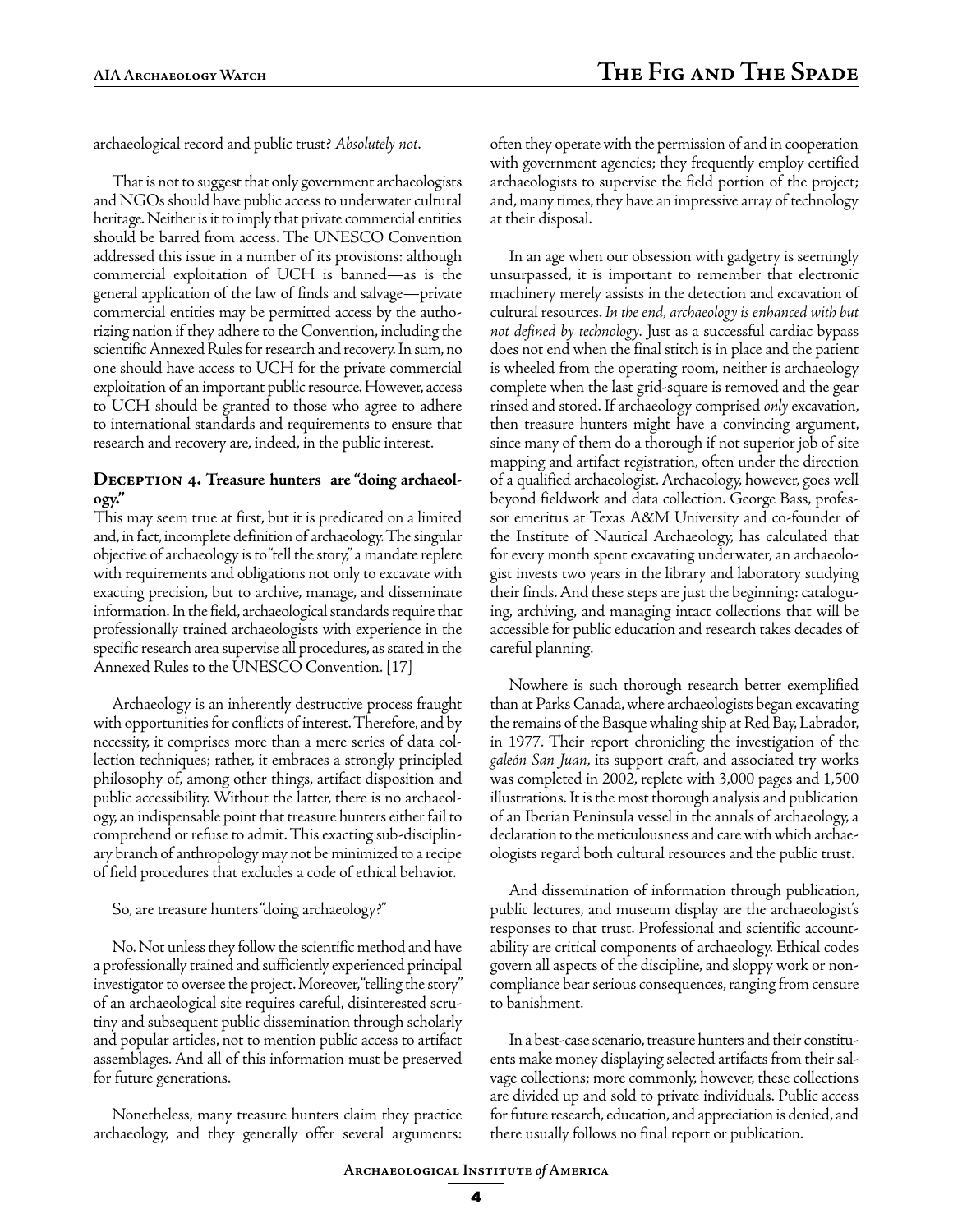archaeological record and public trust? *Absolutely not*.

That is not to suggest that only government archaeologists and NGOs should have public access to underwater cultural heritage. Neither is it to imply that private commercial entities should be barred from access. The UNESCO Convention addressed this issue in a number of its provisions: although commercial exploitation of UCH is banned—as is the general application of the law of finds and salvage—private commercial entities may be permitted access by the authorizing nation if they adhere to the Convention, including the scientific Annexed Rules for research and recovery. In sum, no one should have access to UCH for the private commercial exploitation of an important public resource. However, access to UCH should be granted to those who agree to adhere to international standards and requirements to ensure that research and recovery are, indeed, in the public interest.

### Deception 4. Treasure hunters are "doing archaeology."

This may seem true at first, but it is predicated on a limited and, in fact, incomplete definition of archaeology. The singular objective of archaeology is to "tell the story," a mandate replete with requirements and obligations not only to excavate with exacting precision, but to archive, manage, and disseminate information. In the field, archaeological standards require that professionally trained archaeologists with experience in the specific research area supervise all procedures, as stated in the Annexed Rules to the UNESCO Convention. [17]

Archaeology is an inherently destructive process fraught with opportunities for conflicts of interest. Therefore, and by necessity, it comprises more than a mere series of data collection techniques; rather, it embraces a strongly principled philosophy of, among other things, artifact disposition and public accessibility. Without the latter, there is no archaeology, an indispensable point that treasure hunters either fail to comprehend or refuse to admit. This exacting sub-disciplinary branch of anthropology may not be minimized to a recipe of field procedures that excludes a code of ethical behavior.

So, are treasure hunters "doing archaeology?"

No. Not unless they follow the scientific method and have a professionally trained and sufficiently experienced principal investigator to oversee the project. Moreover, "telling the story" of an archaeological site requires careful, disinterested scrutiny and subsequent public dissemination through scholarly and popular articles, not to mention public access to artifact assemblages. And all of this information must be preserved for future generations.

Nonetheless, many treasure hunters claim they practice archaeology, and they generally offer several arguments: often they operate with the permission of and in cooperation with government agencies; they frequently employ certified archaeologists to supervise the field portion of the project; and, many times, they have an impressive array of technology at their disposal.

In an age when our obsession with gadgetry is seemingly unsurpassed, it is important to remember that electronic machinery merely assists in the detection and excavation of cultural resources. *In the end, archaeology is enhanced with but not defined by technology*. Just as a successful cardiac bypass does not end when the final stitch is in place and the patient is wheeled from the operating room, neither is archaeology complete when the last grid-square is removed and the gear rinsed and stored. If archaeology comprised *only* excavation, then treasure hunters might have a convincing argument, since many of them do a thorough if not superior job of site mapping and artifact registration, often under the direction of a qualified archaeologist. Archaeology, however, goes well beyond fieldwork and data collection. George Bass, professor emeritus at Texas A&M University and co-founder of the Institute of Nautical Archaeology, has calculated that for every month spent excavating underwater, an archaeologist invests two years in the library and laboratory studying their finds. And these steps are just the beginning: cataloguing, archiving, and managing intact collections that will be accessible for public education and research takes decades of careful planning.

Nowhere is such thorough research better exemplified than at Parks Canada, where archaeologists began excavating the remains of the Basque whaling ship at Red Bay, Labrador, in 1977. Their report chronicling the investigation of the *galeón San Juan*, its support craft, and associated try works was completed in 2002, replete with 3,000 pages and 1,500 illustrations. It is the most thorough analysis and publication of an Iberian Peninsula vessel in the annals of archaeology, a declaration to the meticulousness and care with which archaeologists regard both cultural resources and the public trust.

And dissemination of information through publication, public lectures, and museum display are the archaeologist's responses to that trust. Professional and scientific accountability are critical components of archaeology. Ethical codes govern all aspects of the discipline, and sloppy work or noncompliance bear serious consequences, ranging from censure to banishment.

In a best-case scenario, treasure hunters and their constituents make money displaying selected artifacts from their salvage collections; more commonly, however, these collections are divided up and sold to private individuals. Public access for future research, education, and appreciation is denied, and there usually follows no final report or publication.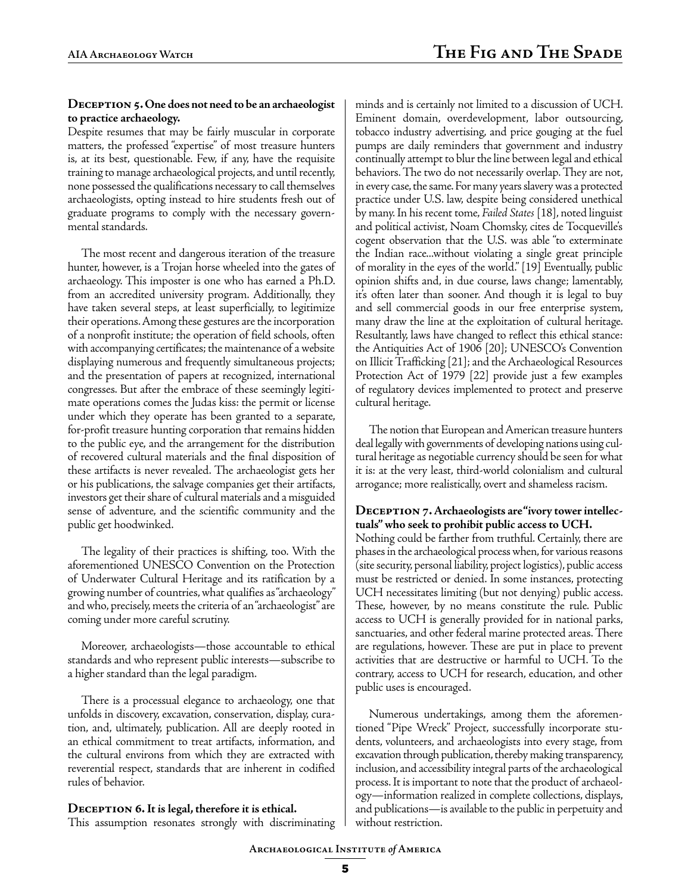### Deception 5. One does not need to be an archaeologist to practice archaeology.

Despite resumes that may be fairly muscular in corporate matters, the professed "expertise" of most treasure hunters is, at its best, questionable. Few, if any, have the requisite training to manage archaeological projects, and until recently, none possessed the qualifications necessary to call themselves archaeologists, opting instead to hire students fresh out of graduate programs to comply with the necessary governmental standards.

The most recent and dangerous iteration of the treasure hunter, however, is a Trojan horse wheeled into the gates of archaeology. This imposter is one who has earned a Ph.D. from an accredited university program. Additionally, they have taken several steps, at least superficially, to legitimize their operations. Among these gestures are the incorporation of a nonprofit institute; the operation of field schools, often with accompanying certificates; the maintenance of a website displaying numerous and frequently simultaneous projects; and the presentation of papers at recognized, international congresses. But after the embrace of these seemingly legitimate operations comes the Judas kiss: the permit or license under which they operate has been granted to a separate, for-profit treasure hunting corporation that remains hidden to the public eye, and the arrangement for the distribution of recovered cultural materials and the final disposition of these artifacts is never revealed. The archaeologist gets her or his publications, the salvage companies get their artifacts, investors get their share of cultural materials and a misguided sense of adventure, and the scientific community and the public get hoodwinked.

The legality of their practices is shifting, too. With the aforementioned UNESCO Convention on the Protection of Underwater Cultural Heritage and its ratification by a growing number of countries, what qualifies as "archaeology" and who, precisely, meets the criteria of an "archaeologist" are coming under more careful scrutiny.

Moreover, archaeologists—those accountable to ethical standards and who represent public interests—subscribe to a higher standard than the legal paradigm.

There is a processual elegance to archaeology, one that unfolds in discovery, excavation, conservation, display, curation, and, ultimately, publication. All are deeply rooted in an ethical commitment to treat artifacts, information, and the cultural environs from which they are extracted with reverential respect, standards that are inherent in codified rules of behavior.

### Deception 6. It is legal, therefore it is ethical.

This assumption resonates strongly with discriminating minds and is certainly not limited to a discussion of UCH. Eminent domain, overdevelopment, labor outsourcing, tobacco industry advertising, and price gouging at the fuel pumps are daily reminders that government and industry continually attempt to blur the line between legal and ethical behaviors. The two do not necessarily overlap. They are not, in every case, the same. For many years slavery was a protected practice under U.S. law, despite being considered unethical by many. In his recent tome, *Failed States* [18], noted linguist and political activist, Noam Chomsky, cites de Tocqueville's cogent observation that the U.S. was able "to exterminate the Indian race...without violating a single great principle of morality in the eyes of the world." [19] Eventually, public opinion shifts and, in due course, laws change; lamentably, it's often later than sooner. And though it is legal to buy and sell commercial goods in our free enterprise system, many draw the line at the exploitation of cultural heritage. Resultantly, laws have changed to reflect this ethical stance: the Antiquities Act of 1906 [20]; UNESCO's Convention on Illicit Trafficking [21]; and the Archaeological Resources Protection Act of 1979 [22] provide just a few examples of regulatory devices implemented to protect and preserve cultural heritage.

The notion that European and American treasure hunters deal legally with governments of developing nations using cultural heritage as negotiable currency should be seen for what it is: at the very least, third-world colonialism and cultural arrogance; more realistically, overt and shameless racism.

### Deception 7. Archaeologists are "ivory tower intellectuals" who seek to prohibit public access to UCH.

Nothing could be farther from truthful. Certainly, there are phases in the archaeological process when, for various reasons (site security, personal liability, project logistics), public access must be restricted or denied. In some instances, protecting UCH necessitates limiting (but not denying) public access. These, however, by no means constitute the rule. Public access to UCH is generally provided for in national parks, sanctuaries, and other federal marine protected areas. There are regulations, however. These are put in place to prevent activities that are destructive or harmful to UCH. To the contrary, access to UCH for research, education, and other public uses is encouraged.

Numerous undertakings, among them the aforementioned "Pipe Wreck" Project, successfully incorporate students, volunteers, and archaeologists into every stage, from excavation through publication, thereby making transparency, inclusion, and accessibility integral parts of the archaeological process. It is important to note that the product of archaeology—information realized in complete collections, displays, and publications—is available to the public in perpetuity and without restriction.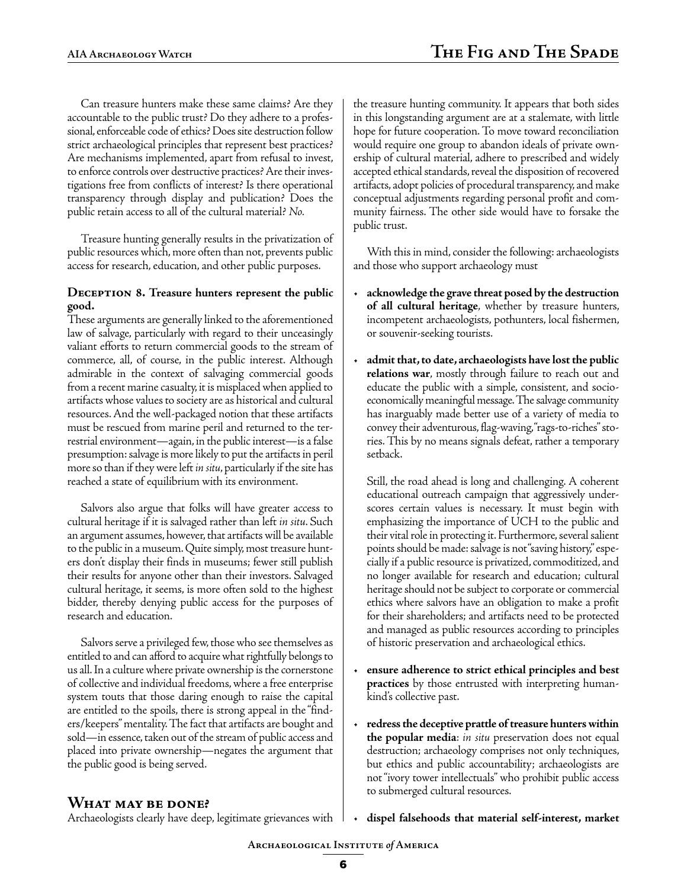Can treasure hunters make these same claims? Are they accountable to the public trust? Do they adhere to a professional, enforceable code of ethics? Does site destruction follow strict archaeological principles that represent best practices? Are mechanisms implemented, apart from refusal to invest, to enforce controls over destructive practices? Are their investigations free from conflicts of interest? Is there operational transparency through display and publication? Does the public retain access to all of the cultural material? *No.*

Treasure hunting generally results in the privatization of public resources which, more often than not, prevents public access for research, education, and other public purposes.

**Deception 8. Treasure hunters represent the public good.**

These arguments are generally linked to the aforementioned law of salvage, particularly with regard to their unceasingly valiant efforts to return commercial goods to the stream of commerce, all, of course, in the public interest. Although admirable in the context of salvaging commercial goods from a recent marine casualty, it is misplaced when applied to artifacts whose values to society are as historical and cultural resources. And the well-packaged notion that these artifacts must be rescued from marine peril and returned to the terrestrial environment—again, in the public interest—is a false presumption: salvage is more likely to put the artifacts in peril more so than if they were left *in situ*, particularly if the site has reached a state of equilibrium with its environment.

Salvors also argue that folks will have greater access to cultural heritage if it is salvaged rather than left *in situ*. Such an argument assumes, however, that artifacts will be available to the public in a museum. Quite simply, most treasure hunters don't display their finds in museums; fewer still publish their results for anyone other than their investors. Salvaged cultural heritage, it seems, is more often sold to the highest bidder, thereby denying public access for the purposes of research and education.

Salvors serve a privileged few, those who see themselves as entitled to and can afford to acquire what rightfully belongs to us all. In a culture where private ownership is the cornerstone of collective and individual freedoms, where a free enterprise system touts that those daring enough to raise the capital are entitled to the spoils, there is strong appeal in the "finders/keepers" mentality. The fact that artifacts are bought and sold—in essence, taken out of the stream of public access and placed into private ownership—negates the argument that the public good is being served.

## What may be done?

Archaeologists clearly have deep, legitimate grievances with the treasure hunting community. It appears that both sides in this longstanding argument are at a stalemate, with little hope for future cooperation. To move toward reconciliation would require one group to abandon ideals of private ownership of cultural material, adhere to prescribed and widely accepted ethical standards, reveal the disposition of recovered artifacts, adopt policies of procedural transparency, and make conceptual adjustments regarding personal profit and community fairness. The other side would have to forsake the public trust.

With this in mind, consider the following: archaeologists and those who support archaeology must

- **acknowledge the grave threat posed by the destruction of all cultural heritage**, whether by treasure hunters, incompetent archaeologists, pothunters, local fishermen, or souvenir-seeking tourists.
- **admit that, to date, archaeologists have lost the public relations war**, mostly through failure to reach out and educate the public with a simple, consistent, and socioeconomically meaningful message. The salvage community has inarguably made better use of a variety of media to convey their adventurous, flag-waving, "rags-to-riches" stories. This by no means signals defeat, rather a temporary setback.

  Still, the road ahead is long and challenging. A coherent educational outreach campaign that aggressively underscores certain values is necessary. It must begin with emphasizing the importance of UCH to the public and their vital role in protecting it. Furthermore, several salient points should be made: salvage is not "saving history," especially if a public resource is privatized, commoditized, and no longer available for research and education; cultural heritage should not be subject to corporate or commercial ethics where salvors have an obligation to make a profit for their shareholders; and artifacts need to be protected and managed as public resources according to principles of historic preservation and archaeological ethics.
- **ensure adherence to strict ethical principles and best practices** by those entrusted with interpreting humankind's collective past.
- **redress the deceptive prattle of treasure hunters within the popular media**: *in situ* preservation does not equal destruction; archaeology comprises not only techniques, but ethics and public accountability; archaeologists are not "ivory tower intellectuals" who prohibit public access to submerged cultural resources.
- **dispel falsehoods that material self-interest, market**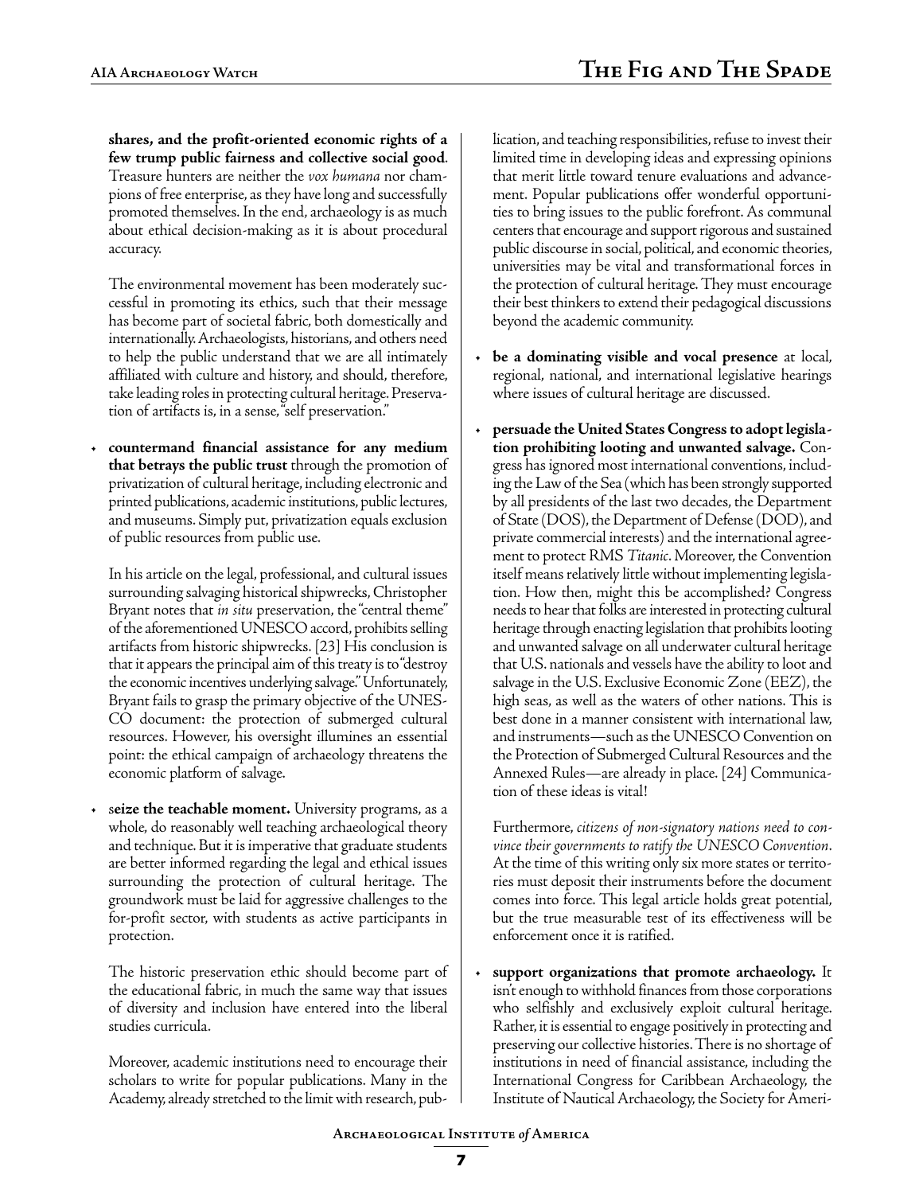**shares, and the profit-oriented economic rights of a few trump public fairness and collective social good**. Treasure hunters are neither the *vox humana* nor champions of free enterprise, as they have long and successfully promoted themselves. In the end, archaeology is as much about ethical decision-making as it is about procedural accuracy.

The environmental movement has been moderately successful in promoting its ethics, such that their message has become part of societal fabric, both domestically and internationally. Archaeologists, historians, and others need to help the public understand that we are all intimately affiliated with culture and history, and should, therefore, take leading roles in protecting cultural heritage. Preservation of artifacts is, in a sense, "self preservation."

- **countermand financial assistance for any medium that betrays the public trust** through the promotion of privatization of cultural heritage, including electronic and printed publications, academic institutions, public lectures, and museums. Simply put, privatization equals exclusion of public resources from public use.

  In his article on the legal, professional, and cultural issues surrounding salvaging historical shipwrecks, Christopher Bryant notes that *in situ* preservation, the "central theme" of the aforementioned UNESCO accord, prohibits selling artifacts from historic shipwrecks. [23] His conclusion is that it appears the principal aim of this treaty is to "destroy the economic incentives underlying salvage." Unfortunately, Bryant fails to grasp the primary objective of the UNESCO document: the protection of submerged cultural resources. However, his oversight illumines an essential point: the ethical campaign of archaeology threatens the economic platform of salvage.

- s**eize the teachable moment.** University programs, as a whole, do reasonably well teaching archaeological theory and technique. But it is imperative that graduate students are better informed regarding the legal and ethical issues surrounding the protection of cultural heritage. The groundwork must be laid for aggressive challenges to the for-profit sector, with students as active participants in protection.

  The historic preservation ethic should become part of the educational fabric, in much the same way that issues of diversity and inclusion have entered into the liberal studies curricula.

  Moreover, academic institutions need to encourage their scholars to write for popular publications. Many in the Academy, already stretched to the limit with research, publication, and teaching responsibilities, refuse to invest their limited time in developing ideas and expressing opinions that merit little toward tenure evaluations and advancement. Popular publications offer wonderful opportunities to bring issues to the public forefront. As communal centers that encourage and support rigorous and sustained public discourse in social, political, and economic theories, universities may be vital and transformational forces in the protection of cultural heritage. They must encourage their best thinkers to extend their pedagogical discussions beyond the academic community.

- **be a dominating visible and vocal presence** at local, regional, national, and international legislative hearings where issues of cultural heritage are discussed.

- **persuade the United States Congress to adopt legislation prohibiting looting and unwanted salvage.** Congress has ignored most international conventions, including the Law of the Sea (which has been strongly supported by all presidents of the last two decades, the Department of State (DOS), the Department of Defense (DOD), and private commercial interests) and the international agreement to protect RMS *Titanic*. Moreover, the Convention itself means relatively little without implementing legislation. How then, might this be accomplished? Congress needs to hear that folks are interested in protecting cultural heritage through enacting legislation that prohibits looting and unwanted salvage on all underwater cultural heritage that U.S. nationals and vessels have the ability to loot and salvage in the U.S. Exclusive Economic Zone (EEZ), the high seas, as well as the waters of other nations. This is best done in a manner consistent with international law, and instruments—such as the UNESCO Convention on the Protection of Submerged Cultural Resources and the Annexed Rules—are already in place. [24] Communication of these ideas is vital!

  Furthermore, *citizens of non-signatory nations need to convince their governments to ratify the UNESCO Convention*. At the time of this writing only six more states or territories must deposit their instruments before the document comes into force. This legal article holds great potential, but the true measurable test of its effectiveness will be enforcement once it is ratified.

- **support organizations that promote archaeology.** It isn't enough to withhold finances from those corporations who selfishly and exclusively exploit cultural heritage. Rather, it is essential to engage positively in protecting and preserving our collective histories. There is no shortage of institutions in need of financial assistance, including the International Congress for Caribbean Archaeology, the Institute of Nautical Archaeology, the Society for Ameri-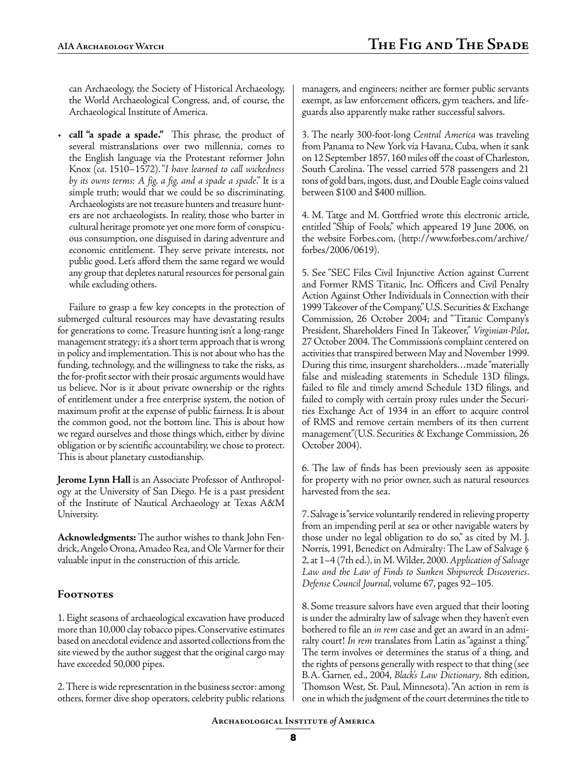can Archaeology, the Society of Historical Archaeology, the World Archaeological Congress, and, of course, the Archaeological Institute of America.

- **call "a spade a spade."** This phrase, the product of several mistranslations over two millennia, comes to the English language via the Protestant reformer John Knox (*ca*. 1510–1572). "*I have learned to call wickedness by its owns terms: A fig, a fig, and a spade a spade*." It is a simple truth; would that we could be so discriminating. Archaeologists are not treasure hunters and treasure hunters are not archaeologists. In reality, those who barter in cultural heritage promote yet one more form of conspicuous consumption, one disguised in daring adventure and economic entitlement. They serve private interests, not public good. Let's afford them the same regard we would any group that depletes natural resources for personal gain while excluding others.

Failure to grasp a few key concepts in the protection of submerged cultural resources may have devastating results for generations to come. Treasure hunting isn't a long-range management strategy; it's a short term approach that is wrong in policy and implementation. This is not about who has the funding, technology, and the willingness to take the risks, as the for-profit sector with their prosaic arguments would have us believe. Nor is it about private ownership or the rights of entitlement under a free enterprise system, the notion of maximum profit at the expense of public fairness. It is about the common good, not the bottom line. This is about how we regard ourselves and those things which, either by divine obligation or by scientific accountability, we chose to protect. This is about planetary custodianship.

**Jerome Lynn Hall** is an Associate Professor of Anthropology at the University of San Diego. He is a past president of the Institute of Nautical Archaeology at Texas A&M University.

**Acknowledgments:** The author wishes to thank John Fendrick, Angelo Orona, Amadeo Rea, and Ole Varmer for their valuable input in the construction of this article.

## Footnotes

1. Eight seasons of archaeological excavation have produced more than 10,000 clay tobacco pipes. Conservative estimates based on anecdotal evidence and assorted collections from the site viewed by the author suggest that the original cargo may have exceeded 50,000 pipes.

2. There is wide representation in the business sector: among others, former dive shop operators, celebrity public relations managers, and engineers; neither are former public servants exempt, as law enforcement officers, gym teachers, and lifeguards also apparently make rather successful salvors.

3. The nearly 300-foot-long *Central America* was traveling from Panama to New York via Havana, Cuba, when it sank on 12 September 1857, 160 miles off the coast of Charleston, South Carolina. The vessel carried 578 passengers and 21 tons of gold bars, ingots, dust, and Double Eagle coins valued between $100 and $400 million.

4. M. Tatge and M. Gottfried wrote this electronic article, entitled "Ship of Fools," which appeared 19 June 2006, on the website Forbes.com, (http://www.forbes.com/archive/forbes/2006/0619).

5. See "SEC Files Civil Injunctive Action against Current and Former RMS Titanic, Inc. Officers and Civil Penalty Action Against Other Individuals in Connection with their 1999 Takeover of the Company," U.S. Securities & Exchange Commission, 26 October 2004; and "Titanic Company's President, Shareholders Fined In Takeover," *Virginian-Pilot*, 27 October 2004. The Commission's complaint centered on activities that transpired between May and November 1999. During this time, insurgent shareholders…made "materially false and misleading statements in Schedule 13D filings, failed to file and timely amend Schedule 13D filings, and failed to comply with certain proxy rules under the Securities Exchange Act of 1934 in an effort to acquire control of RMS and remove certain members of its then current management" (U.S. Securities & Exchange Commission, 26 October 2004).

6. The law of finds has been previously seen as apposite for property with no prior owner, such as natural resources harvested from the sea.

7. Salvage is "service voluntarily rendered in relieving property from an impending peril at sea or other navigable waters by those under no legal obligation to do so," as cited by M. J. Norris, 1991, Benedict on Admiralty: The Law of Salvage § 2, at 1–4 (7th ed.), in M. Wilder, 2000. *Application of Salvage Law and the Law of Finds to Sunken Shipwreck Discoveries*. *Defense Council Journal*, volume 67, pages 92–105.

8. Some treasure salvors have even argued that their looting is under the admiralty law of salvage when they haven't even bothered to file an *in rem* case and get an award in an admiralty court! *In rem* translates from Latin as "against a thing." The term involves or determines the status of a thing, and the rights of persons generally with respect to that thing (see B.A. Garner, ed., 2004, *Black's Law Dictionary*, 8th edition, Thomson West, St. Paul, Minnesota). "An action in rem is one in which the judgment of the court determines the title to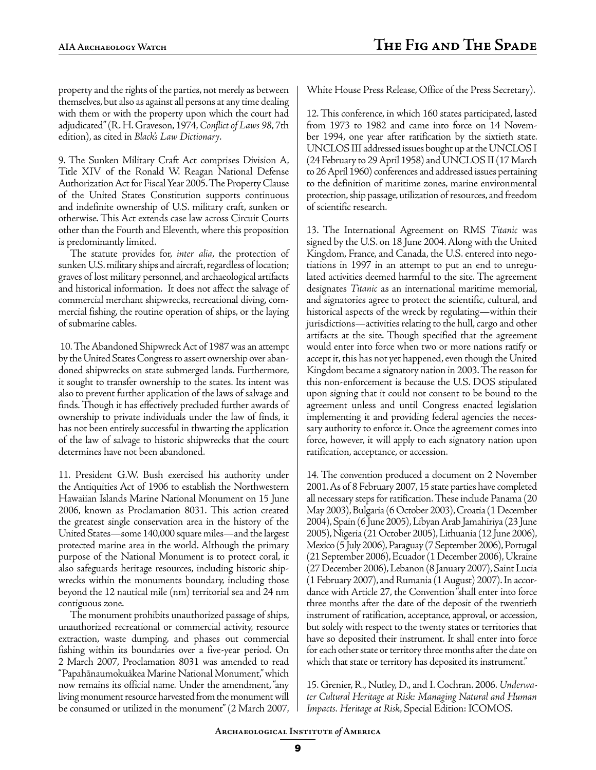property and the rights of the parties, not merely as between themselves, but also as against all persons at any time dealing with them or with the property upon which the court had adjudicated" (R. H. Graveson, 1974, *Conflict of Laws 98*, 7th edition), as cited in *Black's Law Dictionary*.

9. The Sunken Military Craft Act comprises Division A, Title XIV of the Ronald W. Reagan National Defense Authorization Act for Fiscal Year 2005. The Property Clause of the United States Constitution supports continuous and indefinite ownership of U.S. military craft, sunken or otherwise. This Act extends case law across Circuit Courts other than the Fourth and Eleventh, where this proposition is predominantly limited.

The statute provides for, *inter alia*, the protection of sunken U.S. military ships and aircraft, regardless of location; graves of lost military personnel, and archaeological artifacts and historical information. It does not affect the salvage of commercial merchant shipwrecks, recreational diving, commercial fishing, the routine operation of ships, or the laying of submarine cables.

10. The Abandoned Shipwreck Act of 1987 was an attempt by the United States Congress to assert ownership over abandoned shipwrecks on state submerged lands. Furthermore, it sought to transfer ownership to the states. Its intent was also to prevent further application of the laws of salvage and finds. Though it has effectively precluded further awards of ownership to private individuals under the law of finds, it has not been entirely successful in thwarting the application of the law of salvage to historic shipwrecks that the court determines have not been abandoned.

11. President G.W. Bush exercised his authority under the Antiquities Act of 1906 to establish the Northwestern Hawaiian Islands Marine National Monument on 15 June 2006, known as Proclamation 8031. This action created the greatest single conservation area in the history of the United States—some 140,000 square miles—and the largest protected marine area in the world. Although the primary purpose of the National Monument is to protect coral, it also safeguards heritage resources, including historic shipwrecks within the monuments boundary, including those beyond the 12 nautical mile (nm) territorial sea and 24 nm contiguous zone.

The monument prohibits unauthorized passage of ships, unauthorized recreational or commercial activity, resource extraction, waste dumping, and phases out commercial fishing within its boundaries over a five-year period. On 2 March 2007, Proclamation 8031 was amended to read "Papahānaumokuākea Marine National Monument," which now remains its official name. Under the amendment, "any living monument resource harvested from the monument will be consumed or utilized in the monument" (2 March 2007, White House Press Release, Office of the Press Secretary).

12. This conference, in which 160 states participated, lasted from 1973 to 1982 and came into force on 14 November 1994, one year after ratification by the sixtieth state. UNCLOS III addressed issues bought up at the UNCLOS I (24 February to 29 April 1958) and UNCLOS II (17 March to 26 April 1960) conferences and addressed issues pertaining to the definition of maritime zones, marine environmental protection, ship passage, utilization of resources, and freedom of scientific research.

13. The International Agreement on RMS *Titanic* was signed by the U.S. on 18 June 2004. Along with the United Kingdom, France, and Canada, the U.S. entered into negotiations in 1997 in an attempt to put an end to unregulated activities deemed harmful to the site. The agreement designates *Titanic* as an international maritime memorial, and signatories agree to protect the scientific, cultural, and historical aspects of the wreck by regulating—within their jurisdictions—activities relating to the hull, cargo and other artifacts at the site. Though specified that the agreement would enter into force when two or more nations ratify or accept it, this has not yet happened, even though the United Kingdom became a signatory nation in 2003. The reason for this non-enforcement is because the U.S. DOS stipulated upon signing that it could not consent to be bound to the agreement unless and until Congress enacted legislation implementing it and providing federal agencies the necessary authority to enforce it. Once the agreement comes into force, however, it will apply to each signatory nation upon ratification, acceptance, or accession.

14. The convention produced a document on 2 November 2001. As of 8 February 2007, 15 state parties have completed all necessary steps for ratification. These include Panama (20 May 2003), Bulgaria (6 October 2003), Croatia (1 December 2004), Spain (6 June 2005), Libyan Arab Jamahiriya (23 June 2005), Nigeria (21 October 2005), Lithuania (12 June 2006), Mexico (5 July 2006), Paraguay (7 September 2006), Portugal (21 September 2006), Ecuador (1 December 2006), Ukraine (27 December 2006), Lebanon (8 January 2007), Saint Lucia (1 February 2007), and Rumania (1 August) 2007). In accordance with Article 27, the Convention "shall enter into force three months after the date of the deposit of the twentieth instrument of ratification, acceptance, approval, or accession, but solely with respect to the twenty states or territories that have so deposited their instrument. It shall enter into force for each other state or territory three months after the date on which that state or territory has deposited its instrument."

15. Grenier, R., Nutley, D., and I. Cochran. 2006. *Underwater Cultural Heritage at Risk: Managing Natural and Human Impacts. Heritage at Risk*, Special Edition: ICOMOS.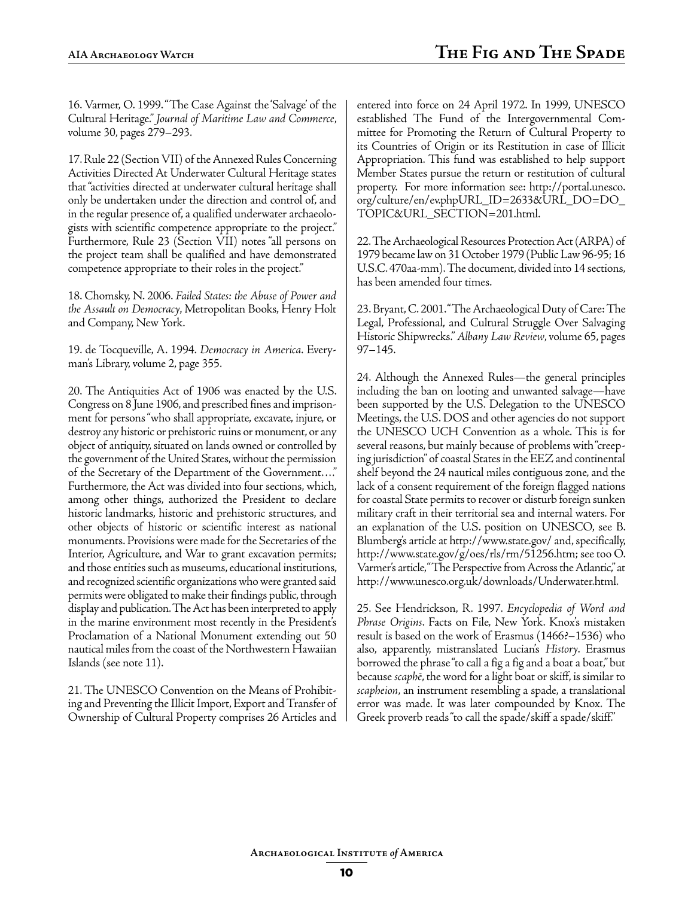16. Varmer, O. 1999. "The Case Against the 'Salvage' of the Cultural Heritage." *Journal of Maritime Law and Commerce*, volume 30, pages 279–293.

17. Rule 22 (Section VII) of the Annexed Rules Concerning Activities Directed At Underwater Cultural Heritage states that "activities directed at underwater cultural heritage shall only be undertaken under the direction and control of, and in the regular presence of, a qualified underwater archaeologists with scientific competence appropriate to the project." Furthermore, Rule 23 (Section VII) notes "all persons on the project team shall be qualified and have demonstrated competence appropriate to their roles in the project."

18. Chomsky, N. 2006. *Failed States: the Abuse of Power and the Assault on Democracy*, Metropolitan Books, Henry Holt and Company, New York.

19. de Tocqueville, A. 1994. *Democracy in America*. Everyman's Library, volume 2, page 355.

20. The Antiquities Act of 1906 was enacted by the U.S. Congress on 8 June 1906, and prescribed fines and imprisonment for persons "who shall appropriate, excavate, injure, or destroy any historic or prehistoric ruins or monument, or any object of antiquity, situated on lands owned or controlled by the government of the United States, without the permission of the Secretary of the Department of the Government…." Furthermore, the Act was divided into four sections, which, among other things, authorized the President to declare historic landmarks, historic and prehistoric structures, and other objects of historic or scientific interest as national monuments. Provisions were made for the Secretaries of the Interior, Agriculture, and War to grant excavation permits; and those entities such as museums, educational institutions, and recognized scientific organizations who were granted said permits were obligated to make their findings public, through display and publication. The Act has been interpreted to apply in the marine environment most recently in the President's Proclamation of a National Monument extending out 50 nautical miles from the coast of the Northwestern Hawaiian Islands (see note 11).

21. The UNESCO Convention on the Means of Prohibiting and Preventing the Illicit Import, Export and Transfer of Ownership of Cultural Property comprises 26 Articles and entered into force on 24 April 1972. In 1999, UNESCO established The Fund of the Intergovernmental Committee for Promoting the Return of Cultural Property to its Countries of Origin or its Restitution in case of Illicit Appropriation. This fund was established to help support Member States pursue the return or restitution of cultural property. For more information see: http://portal.unesco.org/culture/en/ev.phpURL_ID=2633&URL_DO=DO_TOPIC&URL_SECTION=201.html.

22. The Archaeological Resources Protection Act (ARPA) of 1979 became law on 31 October 1979 (Public Law 96-95; 16 U.S.C. 470aa-mm). The document, divided into 14 sections, has been amended four times.

23. Bryant, C. 2001. "The Archaeological Duty of Care: The Legal, Professional, and Cultural Struggle Over Salvaging Historic Shipwrecks." *Albany Law Review*, volume 65, pages 97–145.

24. Although the Annexed Rules—the general principles including the ban on looting and unwanted salvage—have been supported by the U.S. Delegation to the UNESCO Meetings, the U.S. DOS and other agencies do not support the UNESCO UCH Convention as a whole. This is for several reasons, but mainly because of problems with "creeping jurisdiction" of coastal States in the EEZ and continental shelf beyond the 24 nautical miles contiguous zone, and the lack of a consent requirement of the foreign flagged nations for coastal State permits to recover or disturb foreign sunken military craft in their territorial sea and internal waters. For an explanation of the U.S. position on UNESCO, see B. Blumberg's article at http://www.state.gov/ and, specifically, http://www.state.gov/g/oes/rls/rm/51256.htm; see too O. Varmer's article, "The Perspective from Across the Atlantic," at http://www.unesco.org.uk/downloads/Underwater.html.

25. See Hendrickson, R. 1997. *Encyclopedia of Word and Phrase Origins*. Facts on File, New York. Knox's mistaken result is based on the work of Erasmus (1466?–1536) who also, apparently, mistranslated Lucian's *History*. Erasmus borrowed the phrase "to call a fig a fig and a boat a boat," but because *scaphē*, the word for a light boat or skiff, is similar to *scapheion*, an instrument resembling a spade, a translational error was made. It was later compounded by Knox. The Greek proverb reads "to call the spade/skiff a spade/skiff."